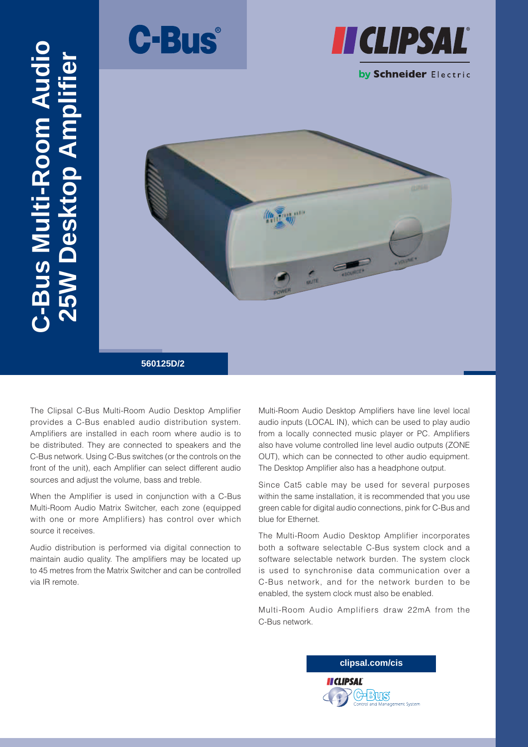# C-Bus Multi-Room Audio 25W Desktop Amplifier

C-Bus

CLIPSAL by Schneider Electric

**560125D/2**

The Clipsal C-Bus Multi-Room Audio Desktop Amplifier provides a C-Bus enabled audio distribution system. Amplifiers are installed in each room where audio is to be distributed. They are connected to speakers and the C-Bus network. Using C-Bus switches (or the controls on the front of the unit), each Amplifier can select different audio sources and adjust the volume, bass and treble.

When the Amplifier is used in conjunction with a C-Bus Multi-Room Audio Matrix Switcher, each zone (equipped with one or more Amplifiers) has control over which source it receives.

Audio distribution is performed via digital connection to maintain audio quality. The amplifiers may be located up to 45 metres from the Matrix Switcher and can be controlled via IR remote.

Multi-Room Audio Desktop Amplifiers have line level local audio inputs (LOCAL IN), which can be used to play audio from a locally connected music player or PC. Amplifiers also have volume controlled line level audio outputs (ZONE OUT), which can be connected to other audio equipment. The Desktop Amplifier also has a headphone output.

Since Cat5 cable may be used for several purposes within the same installation, it is recommended that you use green cable for digital audio connections, pink for C-Bus and blue for Ethernet.

The Multi-Room Audio Desktop Amplifier incorporates both a software selectable C-Bus system clock and a software selectable network burden. The system clock is used to synchronise data communication over a C-Bus network, and for the network burden to be enabled, the system clock must also be enabled.

Multi-Room Audio Amplifiers draw 22mA from the C-Bus network.

**clipsal.com/cis**

CLIPSAL C-Bus Control and Management System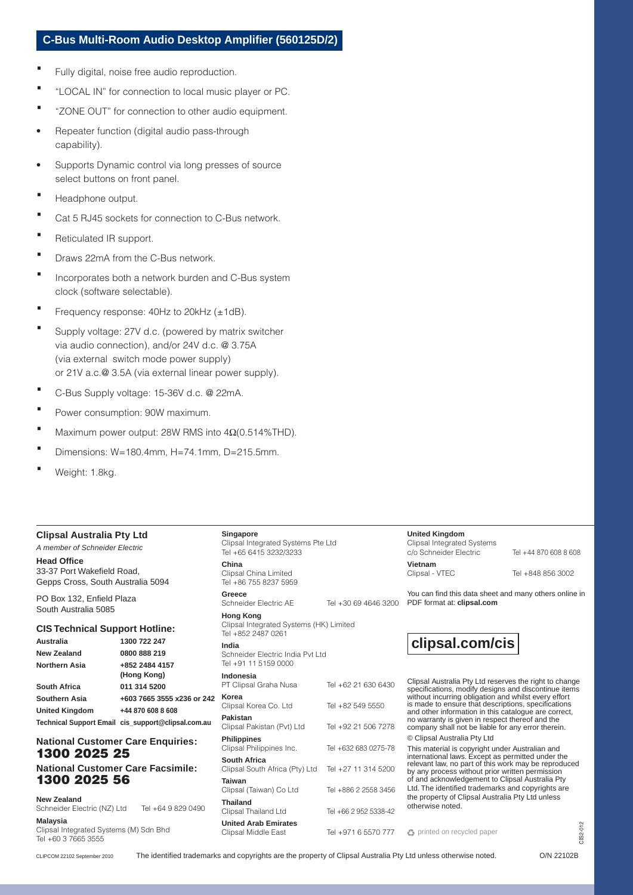## C-Bus Multi-Room Audio Desktop Amplifier (560125D/2)

- Fully digital, noise free audio reproduction.
- "LOCAL IN" for connection to local music player or PC.
- "ZONE OUT" for connection to other audio equipment.
- Repeater function (digital audio pass-through capability).
- Supports Dynamic control via long presses of source select buttons on front panel.
- Headphone output.
- Cat 5 RJ45 sockets for connection to C-Bus network.
- Reticulated IR support.
- Draws 22mA from the C-Bus network.
- Incorporates both a network burden and C-Bus system clock (software selectable).
- Frequency response: 40Hz to 20kHz (±1dB).
- Supply voltage: 27V d.c. (powered by matrix switcher via audio connection), and/or 24V d.c. @ 3.75A (via external switch mode power supply) or 21V a.c.@ 3.5A (via external linear power supply).
- C-Bus Supply voltage: 15-36V d.c. @ 22mA.
- Power consumption: 90W maximum.
- Maximum power output: 28W RMS into 4Ω(0.514%THD).
- Dimensions: W=180.4mm, H=74.1mm, D=215.5mm.
- Weight: 1.8kg.

**Clipsal Australia Pty Ltd**

*A member of Schneider Electric*

**Head Office**
33-37 Port Wakefield Road,
Gepps Cross, South Australia 5094

PO Box 132, Enfield Plaza
South Australia 5085

**CIS Technical Support Hotline:**

| | |
|---|---|
| **Australia** | **1300 722 247** |
| **New Zealand** | **0800 888 219** |
| **Northern Asia** | **+852 2484 4157 (Hong Kong)** |
| **South Africa** | **011 314 5200** |
| **Southern Asia** | **+603 7665 3555 x236 or 242** |
| **United Kingdom** | **+44 870 608 8 608** |
| **Technical Support Email** | **cis_support@clipsal.com.au** |

**National Customer Care Enquiries:**
**1300 2025 25**

**National Customer Care Facsimile:**
**1300 2025 56**

**New Zealand**
Schneider Electric (NZ) Ltd Tel +64 9 829 0490

**Malaysia**
Clipsal Integrated Systems (M) Sdn Bhd
Tel +60 3 7665 3555

**Singapore**
Clipsal Integrated Systems Pte Ltd
Tel +65 6415 3232/3233

**China**
Clipsal China Limited
Tel +86 755 8237 5959

**Greece**
Schneider Electric AE Tel +30 69 4646 3200

**Hong Kong**
Clipsal Integrated Systems (HK) Limited
Tel +852 2487 0261

**India**
Schneider Electric India Pvt Ltd
Tel +91 11 5159 0000

**Indonesia**
PT Clipsal Graha Nusa Tel +62 21 630 6430

**Korea**
Clipsal Korea Co. Ltd Tel +82 549 5550

**Pakistan**
Clipsal Pakistan (Pvt) Ltd Tel +92 21 506 7278

**Philippines**
Clipsal Philippines Inc. Tel +632 683 0275-78

**South Africa**
Clipsal South Africa (Pty) Ltd Tel +27 11 314 5200

**Taiwan**
Clipsal (Taiwan) Co Ltd Tel +886 2 2558 3456

**Thailand**
Clipsal Thailand Ltd Tel +66 2 952 5338-42

**United Arab Emirates**
Clipsal Middle East Tel +971 6 5570 777

**United Kingdom**
Clipsal Integrated Systems
c/o Schneider Electric Tel +44 870 608 8 608

**Vietnam**
Clipsal - VTEC Tel +848 856 3002

You can find this data sheet and many others online in PDF format at: **clipsal.com**

**clipsal.com/cis**

Clipsal Australia Pty Ltd reserves the right to change specifications, modify designs and discontinue items without incurring obligation and whilst every effort is made to ensure that descriptions, specifications and other information in this catalogue are correct, no warranty is given in respect thereof and the company shall not be liable for any error therein.

© Clipsal Australia Pty Ltd

This material is copyright under Australian and international laws. Except as permitted under the relevant law, no part of this work may be reproduced by any process without prior written permission of and acknowledgement to Clipsal Australia Pty Ltd. The identified trademarks and copyrights are the property of Clipsal Australia Pty Ltd unless otherwise noted.

printed on recycled paper

CIS2-012

CLIPCOM 22102 September 2010 The identified trademarks and copyrights are the property of Clipsal Australia Pty Ltd unless otherwise noted. O/N 22102B